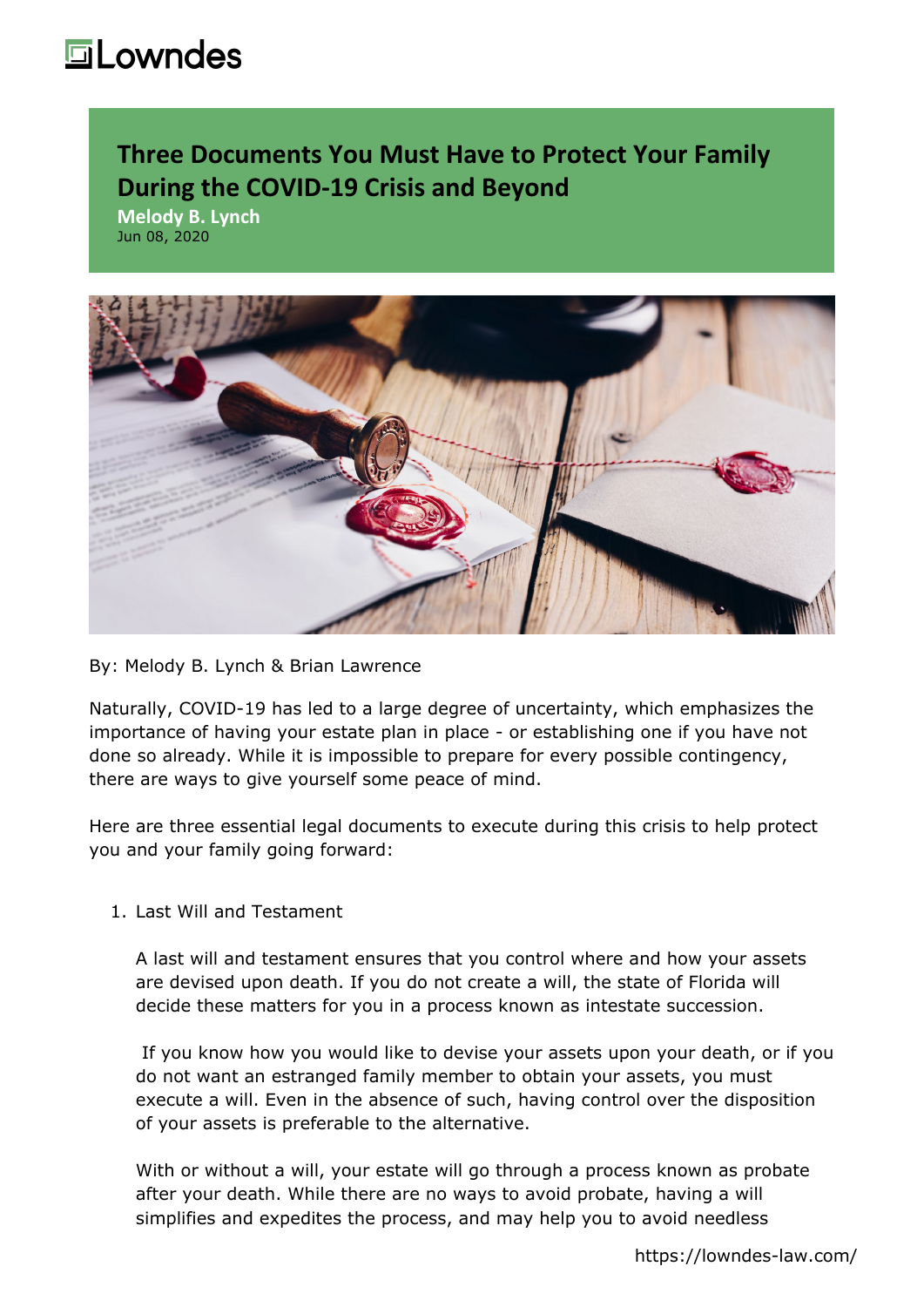Lowndes

# Three Documents You Must Have to Protect Your Family During the COVID-19 Crisis and Beyond

**Melody B. Lynch**
Jun 08, 2020

By: Melody B. Lynch & Brian Lawrence

Naturally, COVID-19 has led to a large degree of uncertainty, which emphasizes the importance of having your estate plan in place - or establishing one if you have not done so already. While it is impossible to prepare for every possible contingency, there are ways to give yourself some peace of mind.

Here are three essential legal documents to execute during this crisis to help protect you and your family going forward:

1. Last Will and Testament

   A last will and testament ensures that you control where and how your assets are devised upon death. If you do not create a will, the state of Florida will decide these matters for you in a process known as intestate succession.

   If you know how you would like to devise your assets upon your death, or if you do not want an estranged family member to obtain your assets, you must execute a will. Even in the absence of such, having control over the disposition of your assets is preferable to the alternative.

   With or without a will, your estate will go through a process known as probate after your death. While there are no ways to avoid probate, having a will simplifies and expedites the process, and may help you to avoid needless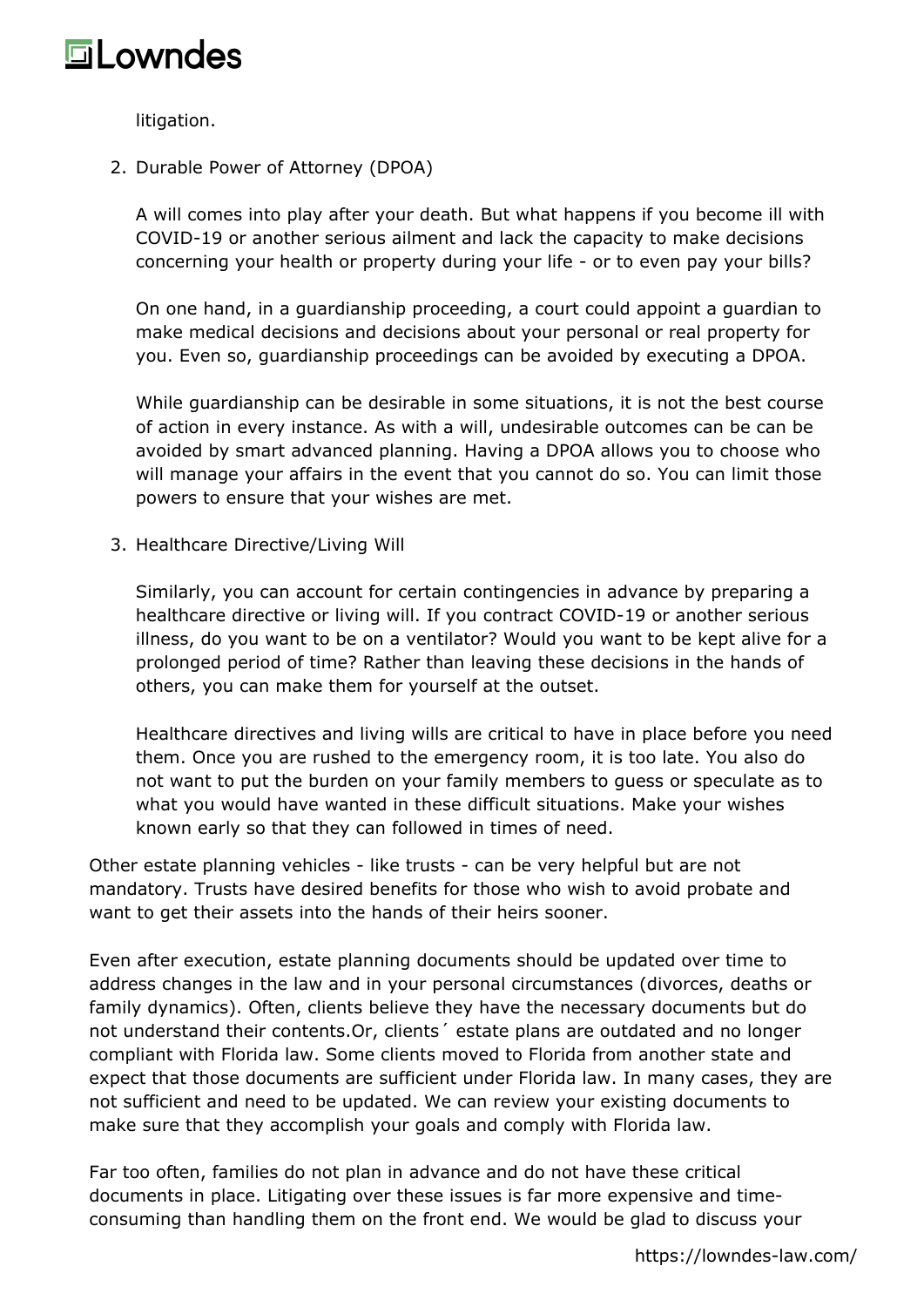litigation.

2. Durable Power of Attorney (DPOA)

   A will comes into play after your death. But what happens if you become ill with COVID-19 or another serious ailment and lack the capacity to make decisions concerning your health or property during your life - or to even pay your bills?

   On one hand, in a guardianship proceeding, a court could appoint a guardian to make medical decisions and decisions about your personal or real property for you. Even so, guardianship proceedings can be avoided by executing a DPOA.

   While guardianship can be desirable in some situations, it is not the best course of action in every instance. As with a will, undesirable outcomes can be can be avoided by smart advanced planning. Having a DPOA allows you to choose who will manage your affairs in the event that you cannot do so. You can limit those powers to ensure that your wishes are met.

3. Healthcare Directive/Living Will

   Similarly, you can account for certain contingencies in advance by preparing a healthcare directive or living will. If you contract COVID-19 or another serious illness, do you want to be on a ventilator? Would you want to be kept alive for a prolonged period of time? Rather than leaving these decisions in the hands of others, you can make them for yourself at the outset.

   Healthcare directives and living wills are critical to have in place before you need them. Once you are rushed to the emergency room, it is too late. You also do not want to put the burden on your family members to guess or speculate as to what you would have wanted in these difficult situations. Make your wishes known early so that they can followed in times of need.

Other estate planning vehicles - like trusts - can be very helpful but are not mandatory. Trusts have desired benefits for those who wish to avoid probate and want to get their assets into the hands of their heirs sooner.

Even after execution, estate planning documents should be updated over time to address changes in the law and in your personal circumstances (divorces, deaths or family dynamics). Often, clients believe they have the necessary documents but do not understand their contents.Or, clients´ estate plans are outdated and no longer compliant with Florida law. Some clients moved to Florida from another state and expect that those documents are sufficient under Florida law. In many cases, they are not sufficient and need to be updated. We can review your existing documents to make sure that they accomplish your goals and comply with Florida law.

Far too often, families do not plan in advance and do not have these critical documents in place. Litigating over these issues is far more expensive and time-consuming than handling them on the front end. We would be glad to discuss your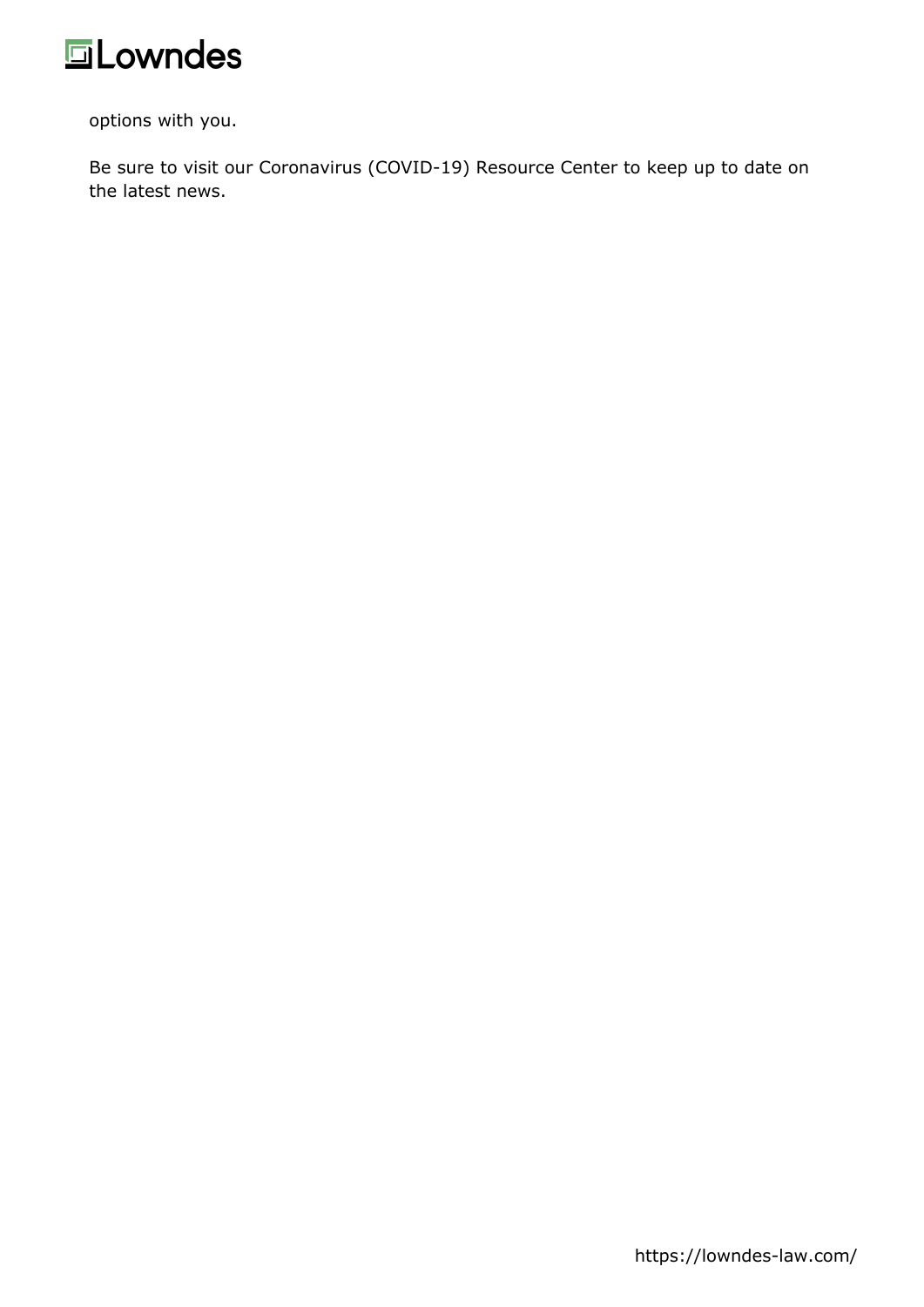options with you.

Be sure to visit our Coronavirus (COVID-19) Resource Center to keep up to date on the latest news.